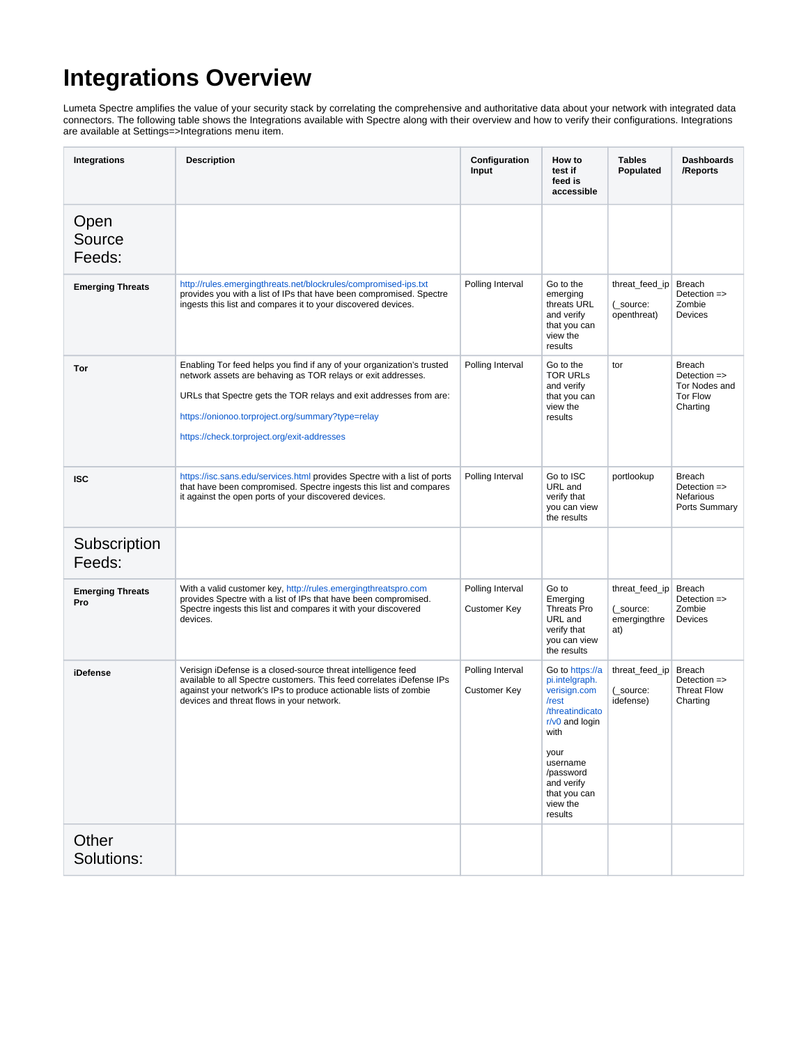# Integrations Overview

Lumeta Spectre amplifies the value of your security stack by correlating the comprehensive and authoritative data about your network with integrated data connectors. The following table shows the Integrations available with Spectre along with their overview and how to verify their configurations. Integrations are available at Settings=>Integrations menu item.

| Integrations | Description | Configuration Input | How to test if feed is accessible | Tables Populated | Dashboards /Reports |
|---|---|---|---|---|---|
| Open Source Feeds: | | | | | |
| **Emerging Threats** | http://rules.emergingthreats.net/blockrules/compromised-ips.txt provides you with a list of IPs that have been compromised. Spectre ingests this list and compares it to your discovered devices. | Polling Interval | Go to the emerging threats URL and verify that you can view the results | threat_feed_ip (_source: openthreat) | Breach Detection => Zombie Devices |
| **Tor** | Enabling Tor feed helps you find if any of your organization's trusted network assets are behaving as TOR relays or exit addresses.<br><br>URLs that Spectre gets the TOR relays and exit addresses from are:<br><br>https://onionoo.torproject.org/summary?type=relay<br><br>https://check.torproject.org/exit-addresses | Polling Interval | Go to the TOR URLs and verify that you can view the results | tor | Breach Detection => Tor Nodes and Tor Flow Charting |
| **ISC** | https://isc.sans.edu/services.html provides Spectre with a list of ports that have been compromised. Spectre ingests this list and compares it against the open ports of your discovered devices. | Polling Interval | Go to ISC URL and verify that you can view the results | portlookup | Breach Detection => Nefarious Ports Summary |
| Subscription Feeds: | | | | | |
| **Emerging Threats Pro** | With a valid customer key, http://rules.emergingthreatspro.com provides Spectre with a list of IPs that have been compromised. Spectre ingests this list and compares it with your discovered devices. | Polling Interval<br><br>Customer Key | Go to Emerging Threats Pro URL and verify that you can view the results | threat_feed_ip (_source: emergingthreat) | Breach Detection => Zombie Devices |
| **iDefense** | Verisign iDefense is a closed-source threat intelligence feed available to all Spectre customers. This feed correlates iDefense IPs against your network's IPs to produce actionable lists of zombie devices and threat flows in your network. | Polling Interval<br><br>Customer Key | Go to https://api.intelgraph.verisign.com/rest/threatindicator/v0 and login with<br><br>your username /password and verify that you can view the results | threat_feed_ip (_source: idefense) | Breach Detection => Threat Flow Charting |
| Other Solutions: | | | | | |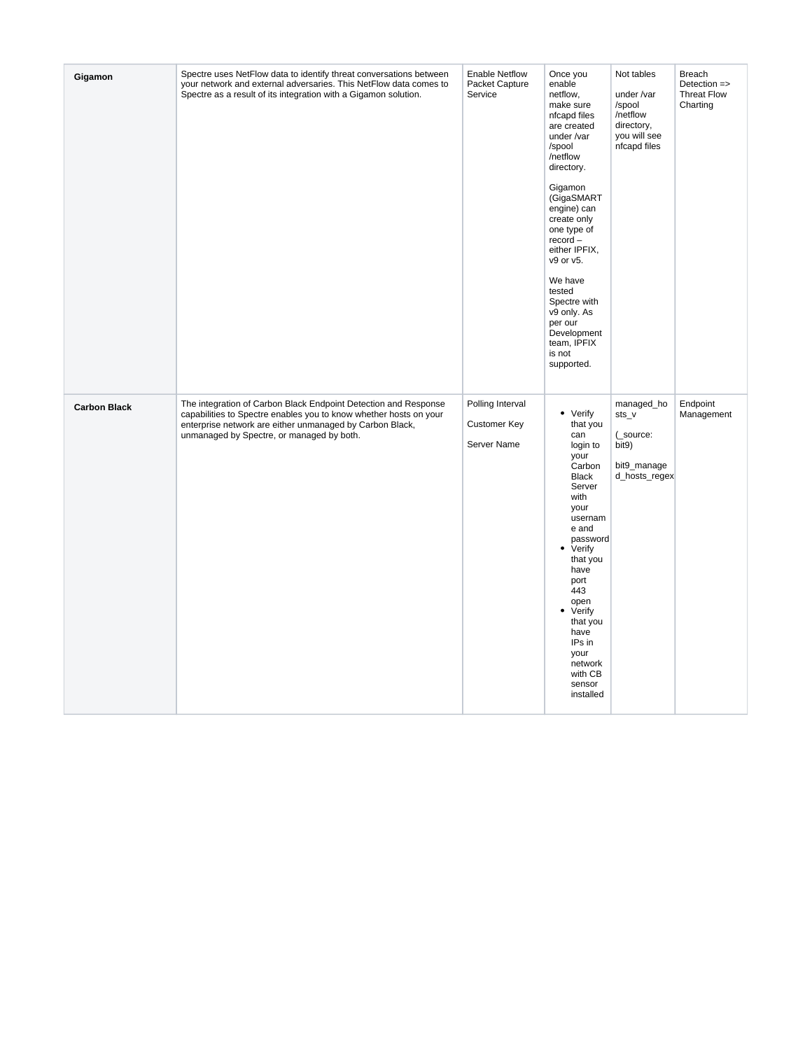| | | | | | |
|---|---|---|---|---|---|
| **Gigamon** | Spectre uses NetFlow data to identify threat conversations between your network and external adversaries. This NetFlow data comes to Spectre as a result of its integration with a Gigamon solution. | Enable Netflow Packet Capture Service | Once you enable netflow, make sure nfcapd files are created under /var/spool/netflow directory.<br><br>Gigamon (GigaSMART engine) can create only one type of record – either IPFIX, v9 or v5.<br><br>We have tested Spectre with v9 only. As per our Development team, IPFIX is not supported. | Not tables<br><br>under /var/spool/netflow directory, you will see nfcapd files | Breach Detection => Threat Flow Charting |
| **Carbon Black** | The integration of Carbon Black Endpoint Detection and Response capabilities to Spectre enables you to know whether hosts on your enterprise network are either unmanaged by Carbon Black, unmanaged by Spectre, or managed by both. | Polling Interval<br><br>Customer Key<br><br>Server Name | • Verify that you can login to your Carbon Black Server with your username and password<br>• Verify that you have port 443 open<br>• Verify that you have IPs in your network with CB sensor installed | managed_hosts_v<br><br>(_source: bit9)<br><br>bit9_managed_hosts_regex | Endpoint Management |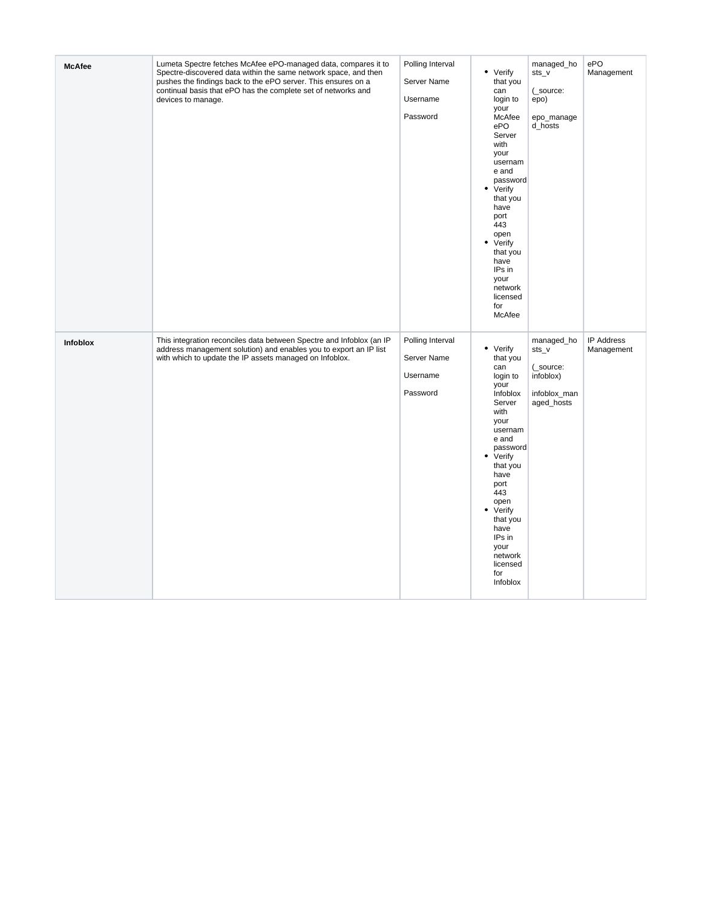| | | | | | |
|---|---|---|---|---|---|
| **McAfee** | Lumeta Spectre fetches McAfee ePO-managed data, compares it to Spectre-discovered data within the same network space, and then pushes the findings back to the ePO server. This ensures on a continual basis that ePO has the complete set of networks and devices to manage. | Polling Interval<br><br>Server Name<br><br>Username<br><br>Password | <ul><li>Verify that you can login to your McAfee ePO Server with your username and password</li><li>Verify that you have port 443 open</li><li>Verify that you have IPs in your network licensed for McAfee</li></ul> | managed_hosts_v<br><br>(_source: epo)<br><br>epo_managed_hosts | ePO Management |
| **Infoblox** | This integration reconciles data between Spectre and Infoblox (an IP address management solution) and enables you to export an IP list with which to update the IP assets managed on Infoblox. | Polling Interval<br><br>Server Name<br><br>Username<br><br>Password | <ul><li>Verify that you can login to your Infoblox Server with your username and password</li><li>Verify that you have port 443 open</li><li>Verify that you have IPs in your network licensed for Infoblox</li></ul> | managed_hosts_v<br><br>(_source: infoblox)<br><br>infoblox_managed_hosts | IP Address Management |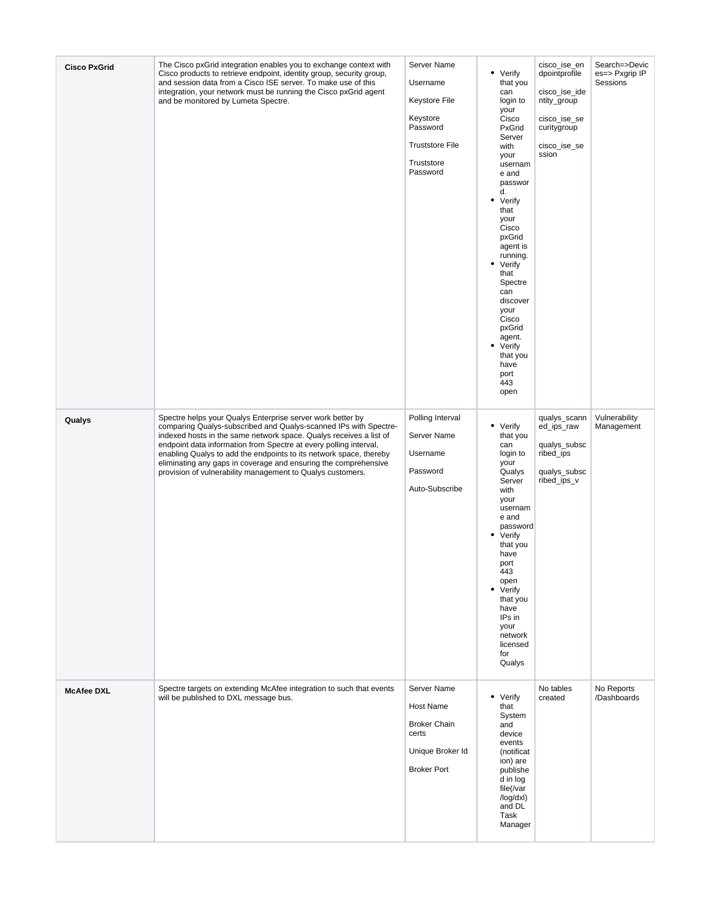| **Cisco PxGrid** | The Cisco pxGrid integration enables you to exchange context with Cisco products to retrieve endpoint, identity group, security group, and session data from a Cisco ISE server. To make use of this integration, your network must be running the Cisco pxGrid agent and be monitored by Lumeta Spectre. | Server Name<br><br>Username<br><br>Keystore File<br><br>Keystore Password<br><br>Truststore File<br><br>Truststore Password | • Verify that you can login to your Cisco PxGrid Server with your username and password.<br>• Verify that your Cisco pxGrid agent is running.<br>• Verify that Spectre can discover your Cisco pxGrid agent.<br>• Verify that you have port 443 open | cisco_ise_endpointprofile<br><br>cisco_ise_identity_group<br><br>cisco_ise_securitygroup<br><br>cisco_ise_session | Search=>Devices=> Pxgrip IP Sessions |
|---|---|---|---|---|---|
| **Qualys** | Spectre helps your Qualys Enterprise server work better by comparing Qualys-subscribed and Qualys-scanned IPs with Spectre-indexed hosts in the same network space. Qualys receives a list of endpoint data information from Spectre at every polling interval, enabling Qualys to add the endpoints to its network space, thereby eliminating any gaps in coverage and ensuring the comprehensive provision of vulnerability management to Qualys customers. | Polling Interval<br><br>Server Name<br><br>Username<br><br>Password<br><br>Auto-Subscribe | • Verify that you can login to your Qualys Server with your username and password<br>• Verify that you have port 443 open<br>• Verify that you have IPs in your network licensed for Qualys | qualys_scanned_ips_raw<br><br>qualys_subscribed_ips<br><br>qualys_subscribed_ips_v | Vulnerability Management |
| **McAfee DXL** | Spectre targets on extending McAfee integration to such that events will be published to DXL message bus. | Server Name<br><br>Host Name<br><br>Broker Chain certs<br><br>Unique Broker Id<br><br>Broker Port | • Verify that System and device events (notification) are published in log file(/var/log/dxl) and DL Task Manager | No tables created | No Reports /Dashboards |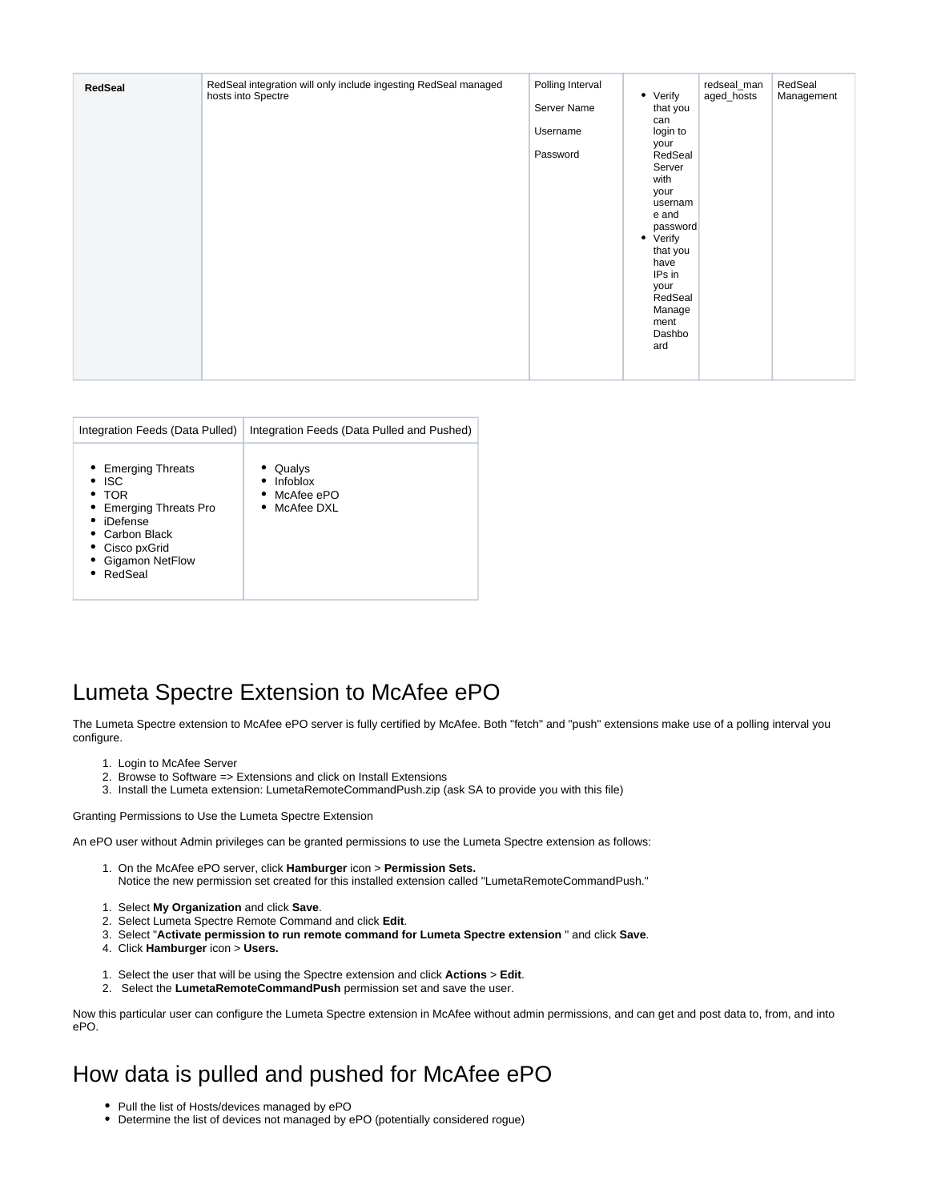| RedSeal | RedSeal integration will only include ingesting RedSeal managed hosts into Spectre | Polling Interval<br><br>Server Name<br><br>Username<br><br>Password | • Verify that you can login to your RedSeal Server with your username and password<br>• Verify that you have IPs in your RedSeal Management Dashboard | redseal_managed_hosts | RedSeal Management |
|---|---|---|---|---|---|

| Integration Feeds (Data Pulled) | Integration Feeds (Data Pulled and Pushed) |
|---|---|
| • Emerging Threats<br>• ISC<br>• TOR<br>• Emerging Threats Pro<br>• iDefense<br>• Carbon Black<br>• Cisco pxGrid<br>• Gigamon NetFlow<br>• RedSeal | • Qualys<br>• Infoblox<br>• McAfee ePO<br>• McAfee DXL |

# Lumeta Spectre Extension to McAfee ePO

The Lumeta Spectre extension to McAfee ePO server is fully certified by McAfee. Both "fetch" and "push" extensions make use of a polling interval you configure.

1. Login to McAfee Server
2. Browse to Software => Extensions and click on Install Extensions
3. Install the Lumeta extension: LumetaRemoteCommandPush.zip (ask SA to provide you with this file)

Granting Permissions to Use the Lumeta Spectre Extension

An ePO user without Admin privileges can be granted permissions to use the Lumeta Spectre extension as follows:

1. On the McAfee ePO server, click **Hamburger** icon > **Permission Sets.**
   Notice the new permission set created for this installed extension called "LumetaRemoteCommandPush."

1. Select **My Organization** and click **Save**.
2. Select Lumeta Spectre Remote Command and click **Edit**.
3. Select "**Activate permission to run remote command for Lumeta Spectre extension** " and click **Save**.
4. Click **Hamburger** icon > **Users.**

1. Select the user that will be using the Spectre extension and click **Actions** > **Edit**.
2. Select the **LumetaRemoteCommandPush** permission set and save the user.

Now this particular user can configure the Lumeta Spectre extension in McAfee without admin permissions, and can get and post data to, from, and into ePO.

# How data is pulled and pushed for McAfee ePO

- Pull the list of Hosts/devices managed by ePO
- Determine the list of devices not managed by ePO (potentially considered rogue)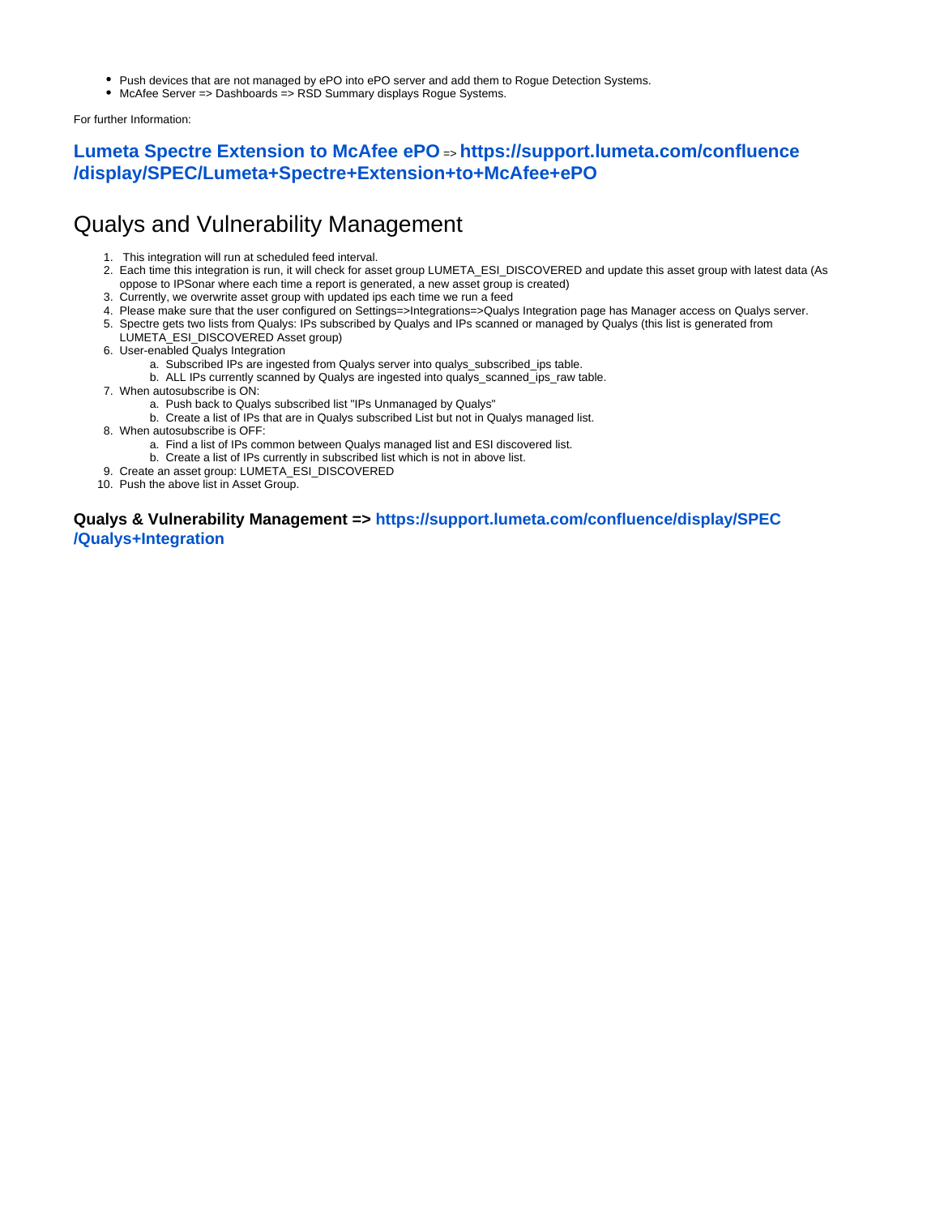- Push devices that are not managed by ePO into ePO server and add them to Rogue Detection Systems.
- McAfee Server => Dashboards => RSD Summary displays Rogue Systems.

For further Information:

### **Lumeta Spectre Extension to McAfee ePO** => **https://support.lumeta.com/confluence/display/SPEC/Lumeta+Spectre+Extension+to+McAfee+ePO**

## Qualys and Vulnerability Management

1. This integration will run at scheduled feed interval.
2. Each time this integration is run, it will check for asset group LUMETA_ESI_DISCOVERED and update this asset group with latest data (As oppose to IPSonar where each time a report is generated, a new asset group is created)
3. Currently, we overwrite asset group with updated ips each time we run a feed
4. Please make sure that the user configured on Settings=>Integrations=>Qualys Integration page has Manager access on Qualys server.
5. Spectre gets two lists from Qualys: IPs subscribed by Qualys and IPs scanned or managed by Qualys (this list is generated from LUMETA_ESI_DISCOVERED Asset group)
6. User-enabled Qualys Integration
   a. Subscribed IPs are ingested from Qualys server into qualys_subscribed_ips table.
   b. ALL IPs currently scanned by Qualys are ingested into qualys_scanned_ips_raw table.
7. When autosubscribe is ON:
   a. Push back to Qualys subscribed list "IPs Unmanaged by Qualys"
   b. Create a list of IPs that are in Qualys subscribed List but not in Qualys managed list.
8. When autosubscribe is OFF:
   a. Find a list of IPs common between Qualys managed list and ESI discovered list.
   b. Create a list of IPs currently in subscribed list which is not in above list.
9. Create an asset group: LUMETA_ESI_DISCOVERED
10. Push the above list in Asset Group.

### **Qualys & Vulnerability Management => https://support.lumeta.com/confluence/display/SPEC/Qualys+Integration**